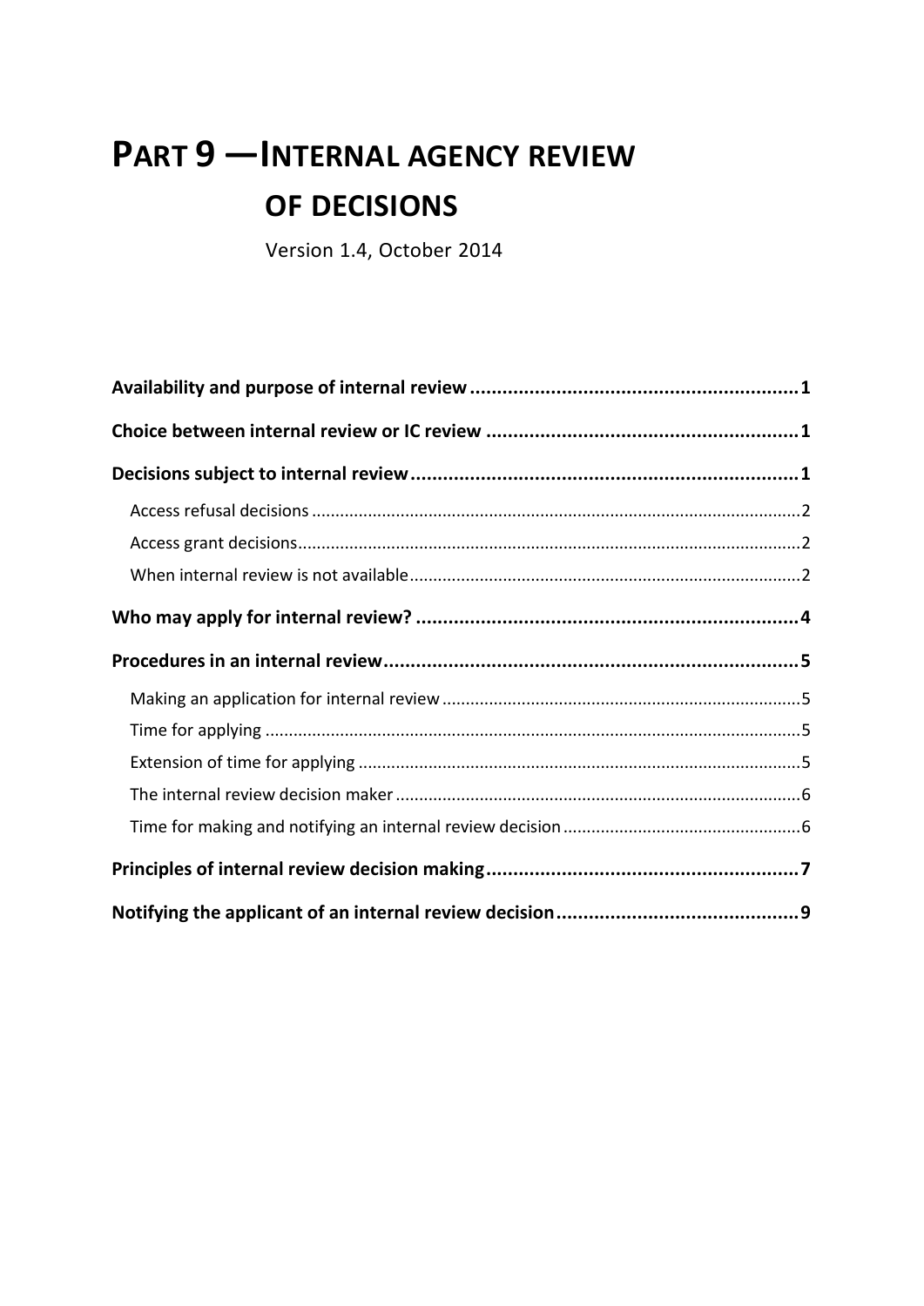# PART 9 — INTERNAL AGENCY REVIEW OF DECISIONS

Version 1.4, October 2014

**Availability and purpose of internal review** .......... **1**

**Choice between internal review or IC review** .......... **1**

**Decisions subject to internal review** .......... **1**

- Access refusal decisions .......... 2
- Access grant decisions .......... 2
- When internal review is not available .......... 2

**Who may apply for internal review?** .......... **4**

**Procedures in an internal review** .......... **5**

- Making an application for internal review .......... 5
- Time for applying .......... 5
- Extension of time for applying .......... 5
- The internal review decision maker .......... 6
- Time for making and notifying an internal review decision .......... 6

**Principles of internal review decision making** .......... **7**

**Notifying the applicant of an internal review decision** .......... **9**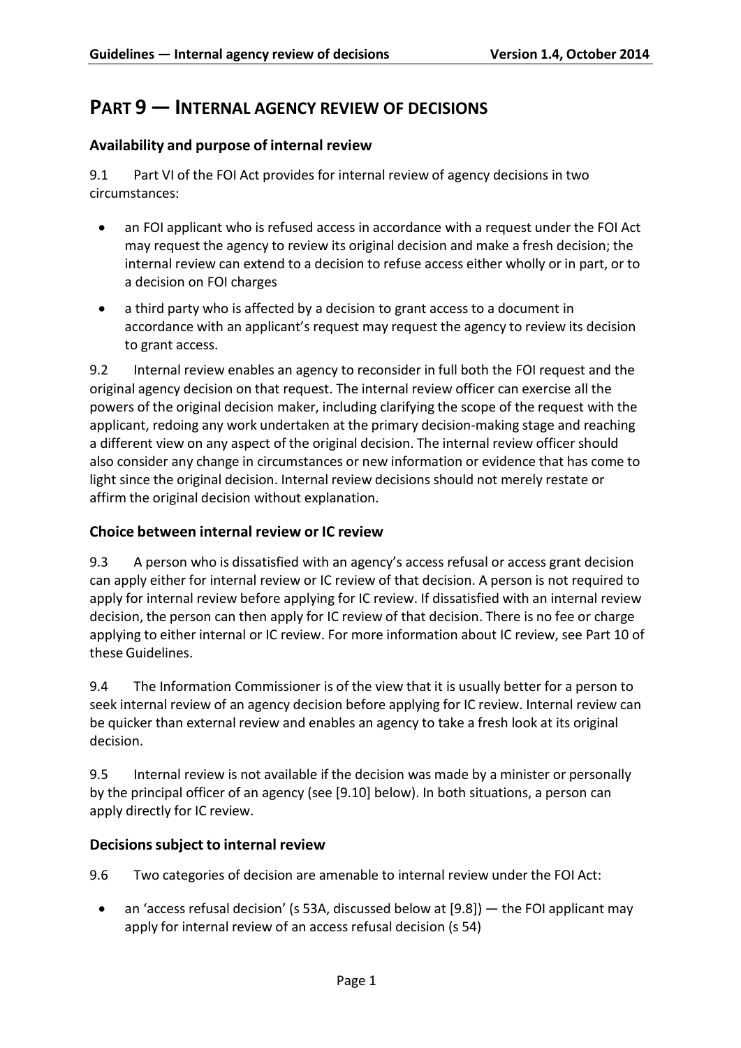# PART 9 — INTERNAL AGENCY REVIEW OF DECISIONS

## Availability and purpose of internal review

9.1 Part VI of the FOI Act provides for internal review of agency decisions in two circumstances:

- an FOI applicant who is refused access in accordance with a request under the FOI Act may request the agency to review its original decision and make a fresh decision; the internal review can extend to a decision to refuse access either wholly or in part, or to a decision on FOI charges
- a third party who is affected by a decision to grant access to a document in accordance with an applicant's request may request the agency to review its decision to grant access.

9.2 Internal review enables an agency to reconsider in full both the FOI request and the original agency decision on that request. The internal review officer can exercise all the powers of the original decision maker, including clarifying the scope of the request with the applicant, redoing any work undertaken at the primary decision-making stage and reaching a different view on any aspect of the original decision. The internal review officer should also consider any change in circumstances or new information or evidence that has come to light since the original decision. Internal review decisions should not merely restate or affirm the original decision without explanation.

## Choice between internal review or IC review

9.3 A person who is dissatisfied with an agency's access refusal or access grant decision can apply either for internal review or IC review of that decision. A person is not required to apply for internal review before applying for IC review. If dissatisfied with an internal review decision, the person can then apply for IC review of that decision. There is no fee or charge applying to either internal or IC review. For more information about IC review, see Part 10 of these Guidelines.

9.4 The Information Commissioner is of the view that it is usually better for a person to seek internal review of an agency decision before applying for IC review. Internal review can be quicker than external review and enables an agency to take a fresh look at its original decision.

9.5 Internal review is not available if the decision was made by a minister or personally by the principal officer of an agency (see [9.10] below). In both situations, a person can apply directly for IC review.

## Decisions subject to internal review

9.6 Two categories of decision are amenable to internal review under the FOI Act:

- an 'access refusal decision' (s 53A, discussed below at [9.8]) — the FOI applicant may apply for internal review of an access refusal decision (s 54)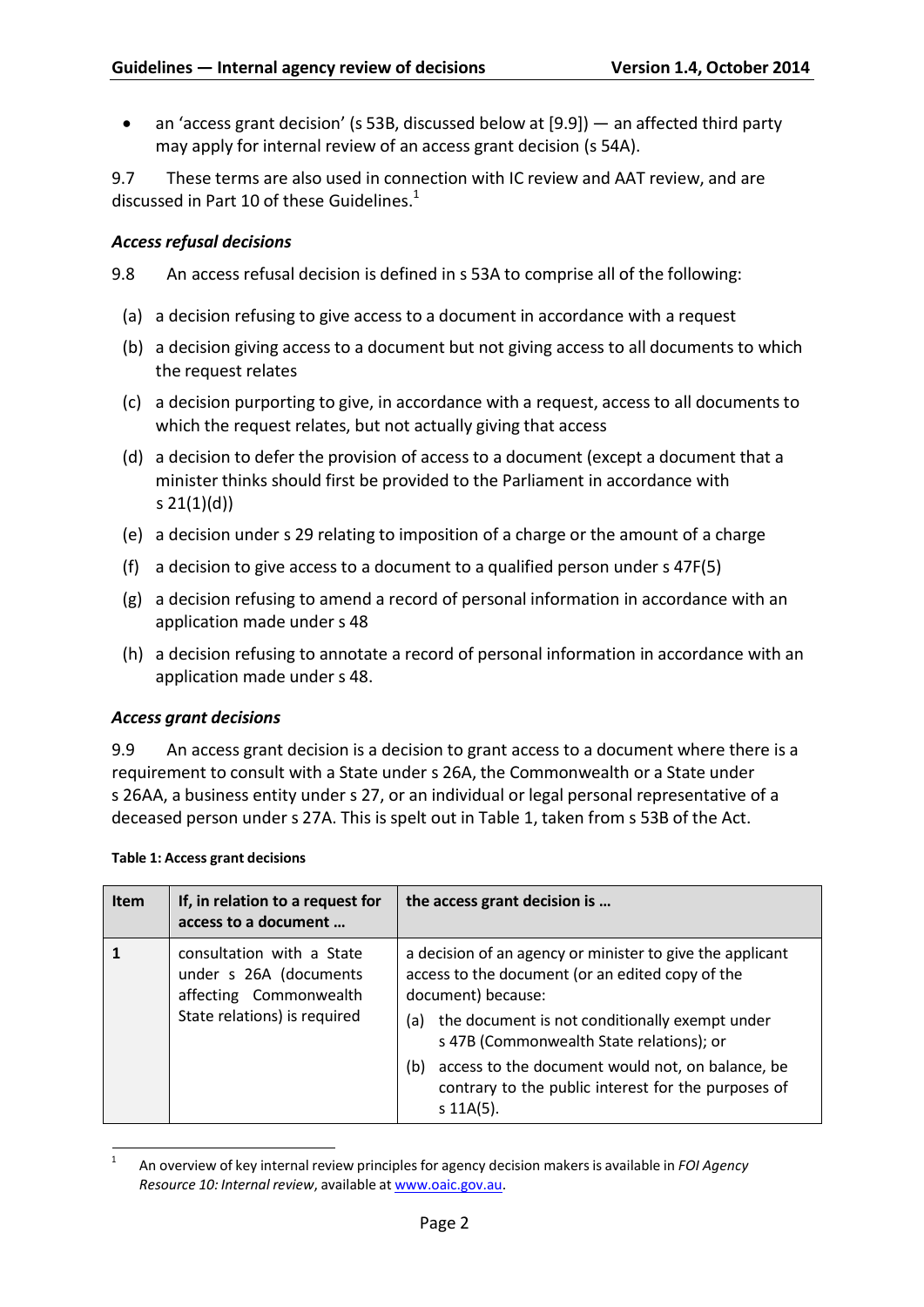- an 'access grant decision' (s 53B, discussed below at [9.9]) — an affected third party may apply for internal review of an access grant decision (s 54A).

9.7 These terms are also used in connection with IC review and AAT review, and are discussed in Part 10 of these Guidelines.[1]

### *Access refusal decisions*

9.8 An access refusal decision is defined in s 53A to comprise all of the following:

(a) a decision refusing to give access to a document in accordance with a request

(b) a decision giving access to a document but not giving access to all documents to which the request relates

(c) a decision purporting to give, in accordance with a request, access to all documents to which the request relates, but not actually giving that access

(d) a decision to defer the provision of access to a document (except a document that a minister thinks should first be provided to the Parliament in accordance with s 21(1)(d))

(e) a decision under s 29 relating to imposition of a charge or the amount of a charge

(f) a decision to give access to a document to a qualified person under s 47F(5)

(g) a decision refusing to amend a record of personal information in accordance with an application made under s 48

(h) a decision refusing to annotate a record of personal information in accordance with an application made under s 48.

### *Access grant decisions*

9.9 An access grant decision is a decision to grant access to a document where there is a requirement to consult with a State under s 26A, the Commonwealth or a State under s 26AA, a business entity under s 27, or an individual or legal personal representative of a deceased person under s 27A. This is spelt out in Table 1, taken from s 53B of the Act.

**Table 1: Access grant decisions**

| Item | If, in relation to a request for access to a document … | the access grant decision is … |
|---|---|---|
| **1** | consultation with a State under s 26A (documents affecting Commonwealth State relations) is required | a decision of an agency or minister to give the applicant access to the document (or an edited copy of the document) because: (a) the document is not conditionally exempt under s 47B (Commonwealth State relations); or (b) access to the document would not, on balance, be contrary to the public interest for the purposes of s 11A(5). |

[1] An overview of key internal review principles for agency decision makers is available in *FOI Agency Resource 10: Internal review*, available at www.oaic.gov.au.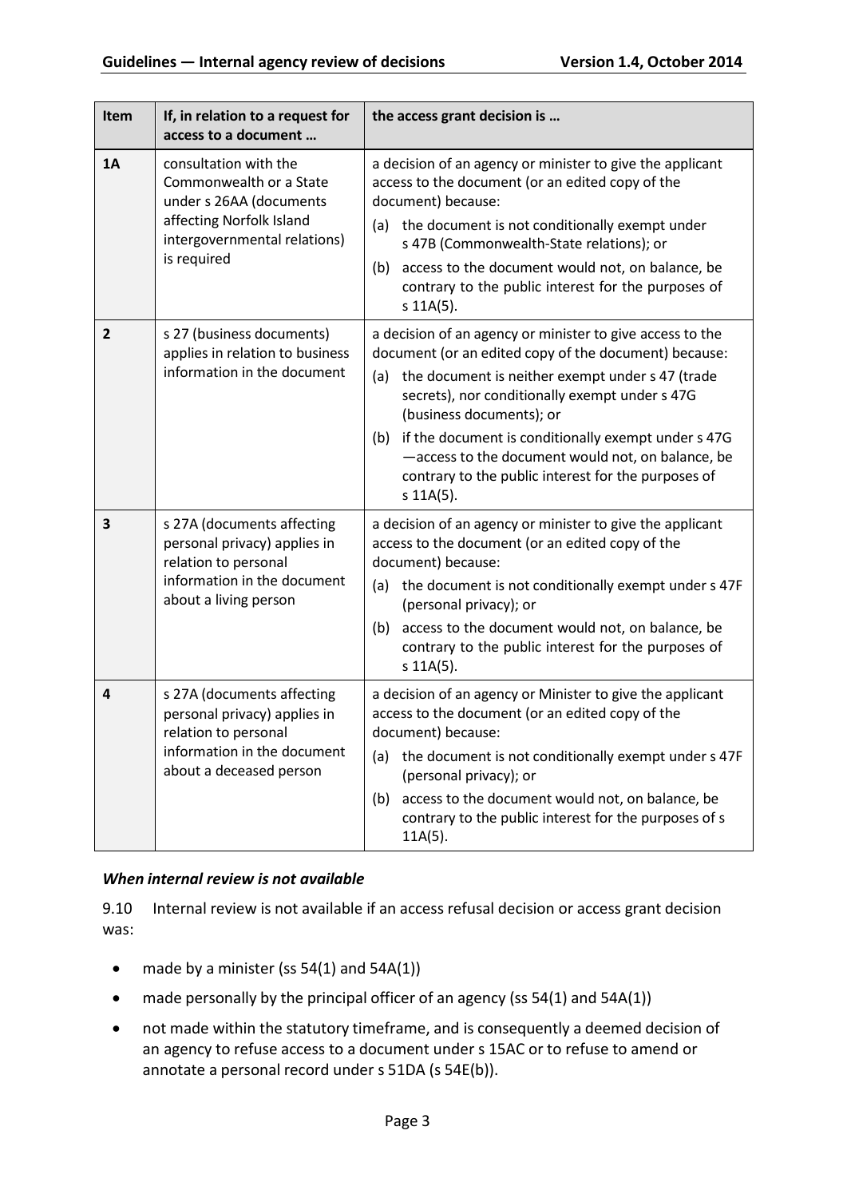| Item | If, in relation to a request for access to a document … | the access grant decision is … |
| --- | --- | --- |
| **1A** | consultation with the Commonwealth or a State under s 26AA (documents affecting Norfolk Island intergovernmental relations) is required | a decision of an agency or minister to give the applicant access to the document (or an edited copy of the document) because:<br>(a) the document is not conditionally exempt under s 47B (Commonwealth-State relations); or<br>(b) access to the document would not, on balance, be contrary to the public interest for the purposes of s 11A(5). |
| **2** | s 27 (business documents) applies in relation to business information in the document | a decision of an agency or minister to give access to the document (or an edited copy of the document) because:<br>(a) the document is neither exempt under s 47 (trade secrets), nor conditionally exempt under s 47G (business documents); or<br>(b) if the document is conditionally exempt under s 47G —access to the document would not, on balance, be contrary to the public interest for the purposes of s 11A(5). |
| **3** | s 27A (documents affecting personal privacy) applies in relation to personal information in the document about a living person | a decision of an agency or minister to give the applicant access to the document (or an edited copy of the document) because:<br>(a) the document is not conditionally exempt under s 47F (personal privacy); or<br>(b) access to the document would not, on balance, be contrary to the public interest for the purposes of s 11A(5). |
| **4** | s 27A (documents affecting personal privacy) applies in relation to personal information in the document about a deceased person | a decision of an agency or Minister to give the applicant access to the document (or an edited copy of the document) because:<br>(a) the document is not conditionally exempt under s 47F (personal privacy); or<br>(b) access to the document would not, on balance, be contrary to the public interest for the purposes of s 11A(5). |

### *When internal review is not available*

9.10 Internal review is not available if an access refusal decision or access grant decision was:

- made by a minister (ss 54(1) and 54A(1))
- made personally by the principal officer of an agency (ss 54(1) and 54A(1))
- not made within the statutory timeframe, and is consequently a deemed decision of an agency to refuse access to a document under s 15AC or to refuse to amend or annotate a personal record under s 51DA (s 54E(b)).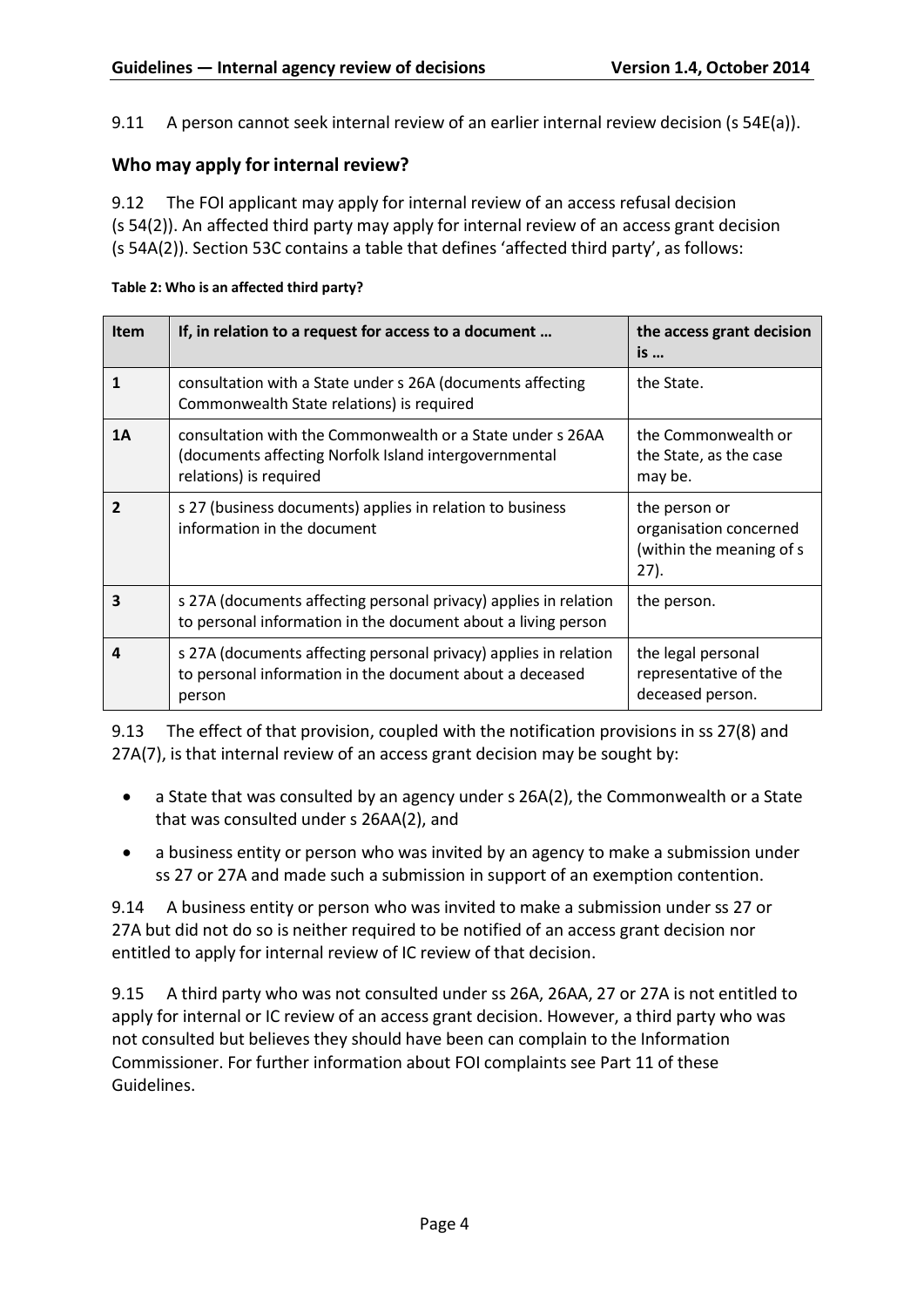9.11 A person cannot seek internal review of an earlier internal review decision (s 54E(a)).

## Who may apply for internal review?

9.12 The FOI applicant may apply for internal review of an access refusal decision (s 54(2)). An affected third party may apply for internal review of an access grant decision (s 54A(2)). Section 53C contains a table that defines 'affected third party', as follows:

**Table 2: Who is an affected third party?**

| Item | If, in relation to a request for access to a document … | the access grant decision is … |
|---|---|---|
| **1** | consultation with a State under s 26A (documents affecting Commonwealth State relations) is required | the State. |
| **1A** | consultation with the Commonwealth or a State under s 26AA (documents affecting Norfolk Island intergovernmental relations) is required | the Commonwealth or the State, as the case may be. |
| **2** | s 27 (business documents) applies in relation to business information in the document | the person or organisation concerned (within the meaning of s 27). |
| **3** | s 27A (documents affecting personal privacy) applies in relation to personal information in the document about a living person | the person. |
| **4** | s 27A (documents affecting personal privacy) applies in relation to personal information in the document about a deceased person | the legal personal representative of the deceased person. |

9.13 The effect of that provision, coupled with the notification provisions in ss 27(8) and 27A(7), is that internal review of an access grant decision may be sought by:

- a State that was consulted by an agency under s 26A(2), the Commonwealth or a State that was consulted under s 26AA(2), and
- a business entity or person who was invited by an agency to make a submission under ss 27 or 27A and made such a submission in support of an exemption contention.

9.14 A business entity or person who was invited to make a submission under ss 27 or 27A but did not do so is neither required to be notified of an access grant decision nor entitled to apply for internal review of IC review of that decision.

9.15 A third party who was not consulted under ss 26A, 26AA, 27 or 27A is not entitled to apply for internal or IC review of an access grant decision. However, a third party who was not consulted but believes they should have been can complain to the Information Commissioner. For further information about FOI complaints see Part 11 of these Guidelines.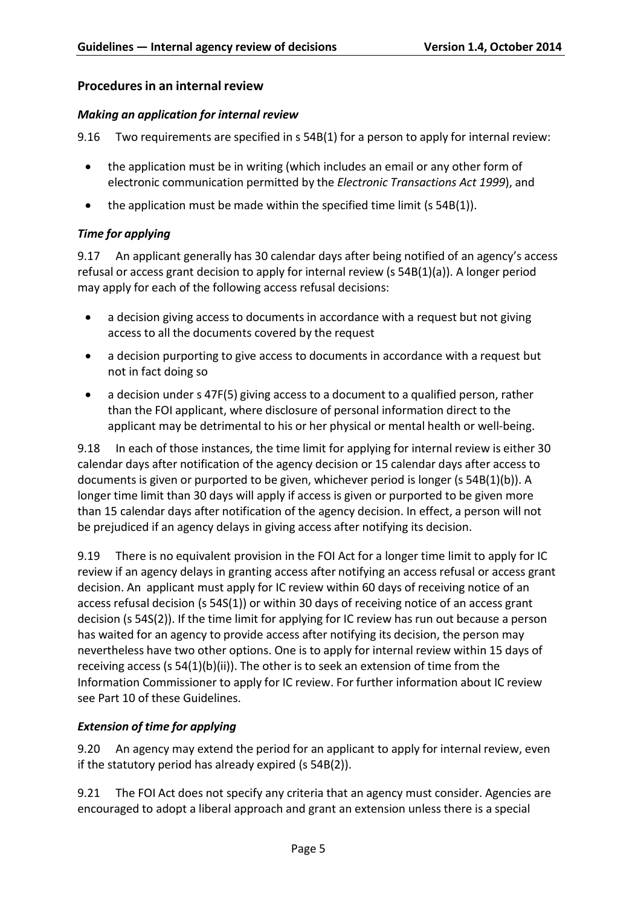## Procedures in an internal review

### *Making an application for internal review*

9.16 Two requirements are specified in s 54B(1) for a person to apply for internal review:

- the application must be in writing (which includes an email or any other form of electronic communication permitted by the *Electronic Transactions Act 1999*), and
- the application must be made within the specified time limit (s 54B(1)).

### *Time for applying*

9.17 An applicant generally has 30 calendar days after being notified of an agency's access refusal or access grant decision to apply for internal review (s 54B(1)(a)). A longer period may apply for each of the following access refusal decisions:

- a decision giving access to documents in accordance with a request but not giving access to all the documents covered by the request
- a decision purporting to give access to documents in accordance with a request but not in fact doing so
- a decision under s 47F(5) giving access to a document to a qualified person, rather than the FOI applicant, where disclosure of personal information direct to the applicant may be detrimental to his or her physical or mental health or well-being.

9.18 In each of those instances, the time limit for applying for internal review is either 30 calendar days after notification of the agency decision or 15 calendar days after access to documents is given or purported to be given, whichever period is longer (s 54B(1)(b)). A longer time limit than 30 days will apply if access is given or purported to be given more than 15 calendar days after notification of the agency decision. In effect, a person will not be prejudiced if an agency delays in giving access after notifying its decision.

9.19 There is no equivalent provision in the FOI Act for a longer time limit to apply for IC review if an agency delays in granting access after notifying an access refusal or access grant decision. An applicant must apply for IC review within 60 days of receiving notice of an access refusal decision (s 54S(1)) or within 30 days of receiving notice of an access grant decision (s 54S(2)). If the time limit for applying for IC review has run out because a person has waited for an agency to provide access after notifying its decision, the person may nevertheless have two other options. One is to apply for internal review within 15 days of receiving access (s 54(1)(b)(ii)). The other is to seek an extension of time from the Information Commissioner to apply for IC review. For further information about IC review see Part 10 of these Guidelines.

### *Extension of time for applying*

9.20 An agency may extend the period for an applicant to apply for internal review, even if the statutory period has already expired (s 54B(2)).

9.21 The FOI Act does not specify any criteria that an agency must consider. Agencies are encouraged to adopt a liberal approach and grant an extension unless there is a special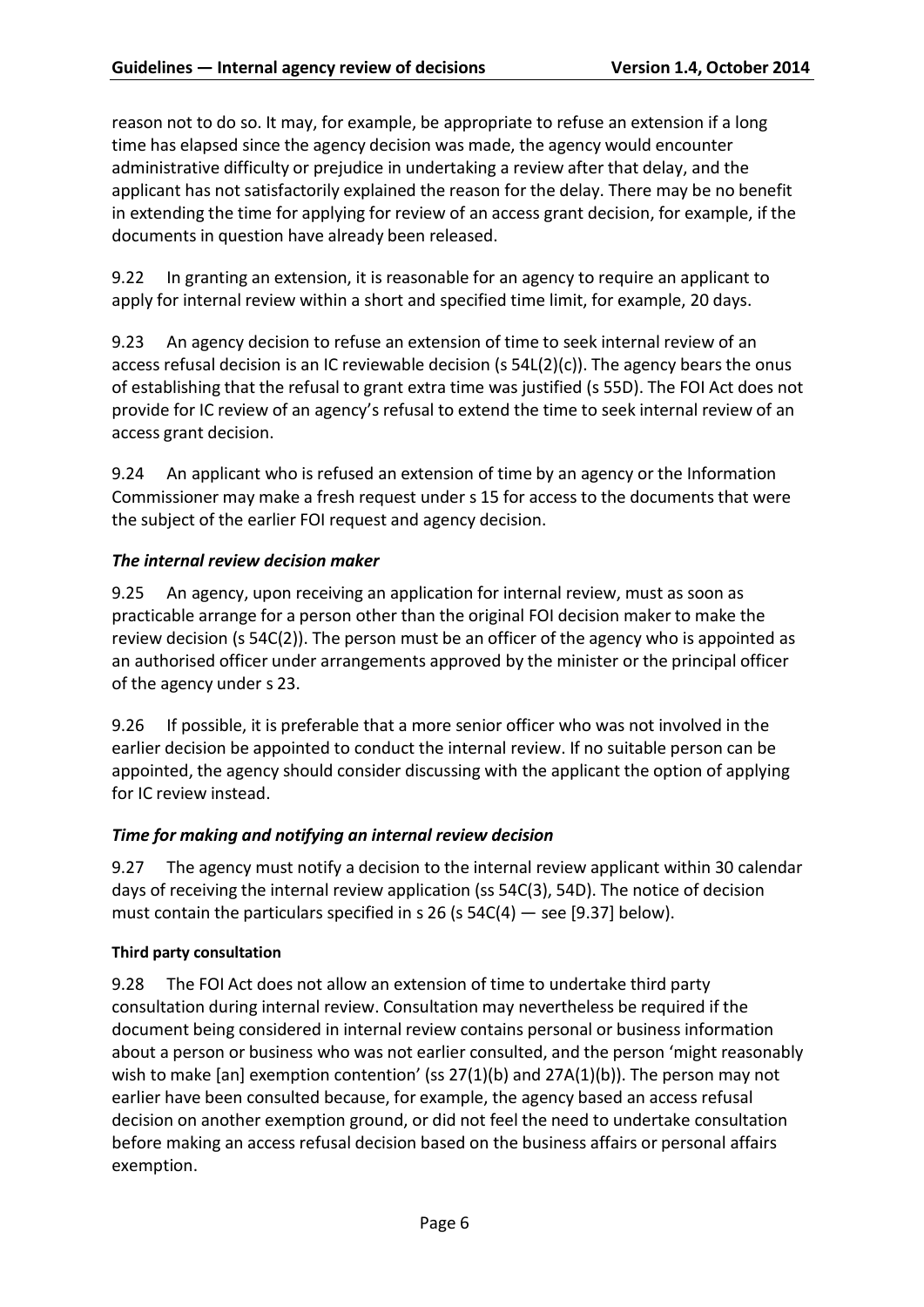reason not to do so. It may, for example, be appropriate to refuse an extension if a long time has elapsed since the agency decision was made, the agency would encounter administrative difficulty or prejudice in undertaking a review after that delay, and the applicant has not satisfactorily explained the reason for the delay. There may be no benefit in extending the time for applying for review of an access grant decision, for example, if the documents in question have already been released.

9.22 In granting an extension, it is reasonable for an agency to require an applicant to apply for internal review within a short and specified time limit, for example, 20 days.

9.23 An agency decision to refuse an extension of time to seek internal review of an access refusal decision is an IC reviewable decision (s 54L(2)(c)). The agency bears the onus of establishing that the refusal to grant extra time was justified (s 55D). The FOI Act does not provide for IC review of an agency's refusal to extend the time to seek internal review of an access grant decision.

9.24 An applicant who is refused an extension of time by an agency or the Information Commissioner may make a fresh request under s 15 for access to the documents that were the subject of the earlier FOI request and agency decision.

### *The internal review decision maker*

9.25 An agency, upon receiving an application for internal review, must as soon as practicable arrange for a person other than the original FOI decision maker to make the review decision (s 54C(2)). The person must be an officer of the agency who is appointed as an authorised officer under arrangements approved by the minister or the principal officer of the agency under s 23.

9.26 If possible, it is preferable that a more senior officer who was not involved in the earlier decision be appointed to conduct the internal review. If no suitable person can be appointed, the agency should consider discussing with the applicant the option of applying for IC review instead.

### *Time for making and notifying an internal review decision*

9.27 The agency must notify a decision to the internal review applicant within 30 calendar days of receiving the internal review application (ss 54C(3), 54D). The notice of decision must contain the particulars specified in s 26 (s 54C(4) — see [9.37] below).

#### Third party consultation

9.28 The FOI Act does not allow an extension of time to undertake third party consultation during internal review. Consultation may nevertheless be required if the document being considered in internal review contains personal or business information about a person or business who was not earlier consulted, and the person 'might reasonably wish to make [an] exemption contention' (ss 27(1)(b) and 27A(1)(b)). The person may not earlier have been consulted because, for example, the agency based an access refusal decision on another exemption ground, or did not feel the need to undertake consultation before making an access refusal decision based on the business affairs or personal affairs exemption.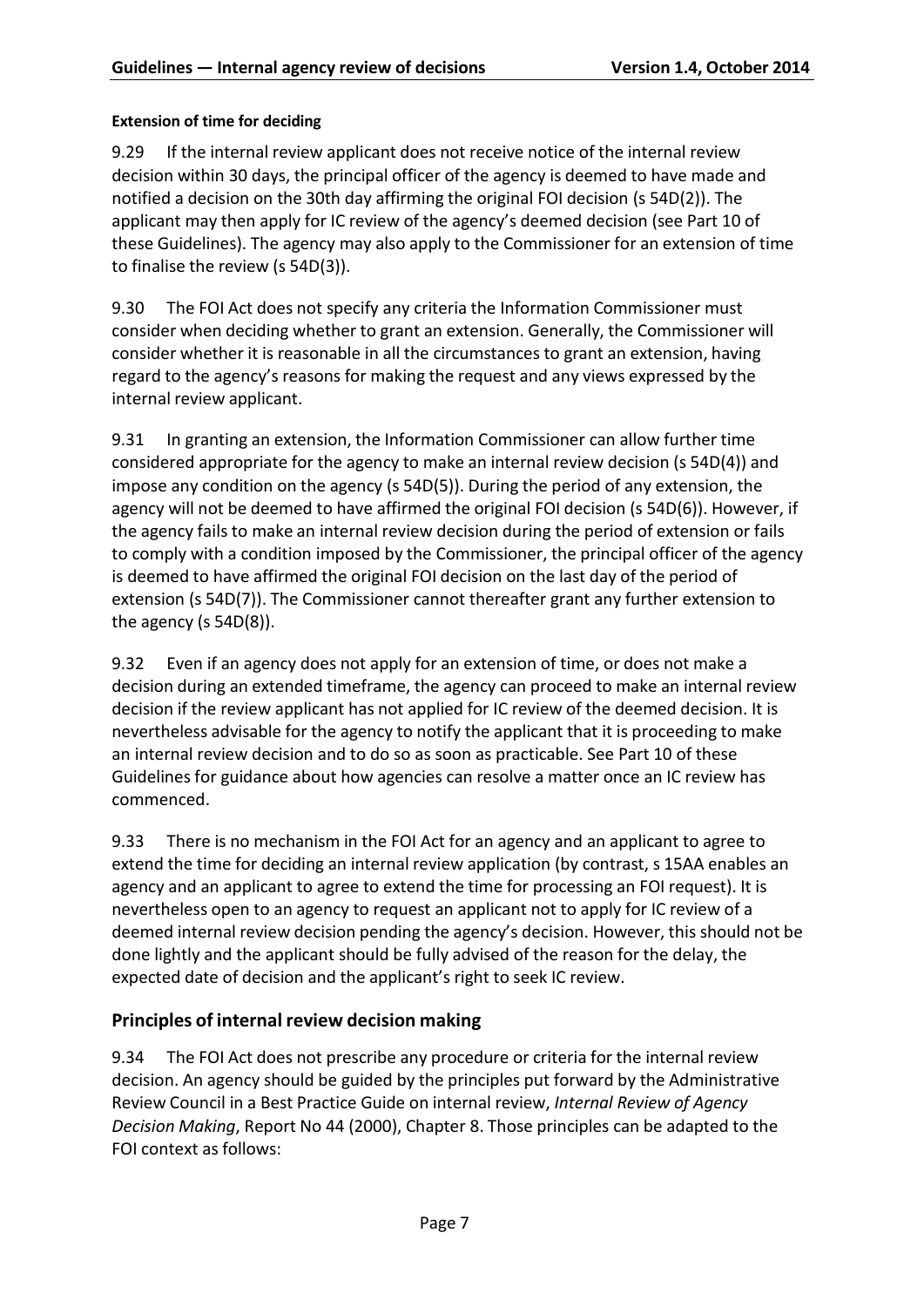#### Extension of time for deciding

9.29 If the internal review applicant does not receive notice of the internal review decision within 30 days, the principal officer of the agency is deemed to have made and notified a decision on the 30th day affirming the original FOI decision (s 54D(2)). The applicant may then apply for IC review of the agency's deemed decision (see Part 10 of these Guidelines). The agency may also apply to the Commissioner for an extension of time to finalise the review (s 54D(3)).

9.30 The FOI Act does not specify any criteria the Information Commissioner must consider when deciding whether to grant an extension. Generally, the Commissioner will consider whether it is reasonable in all the circumstances to grant an extension, having regard to the agency's reasons for making the request and any views expressed by the internal review applicant.

9.31 In granting an extension, the Information Commissioner can allow further time considered appropriate for the agency to make an internal review decision (s 54D(4)) and impose any condition on the agency (s 54D(5)). During the period of any extension, the agency will not be deemed to have affirmed the original FOI decision (s 54D(6)). However, if the agency fails to make an internal review decision during the period of extension or fails to comply with a condition imposed by the Commissioner, the principal officer of the agency is deemed to have affirmed the original FOI decision on the last day of the period of extension (s 54D(7)). The Commissioner cannot thereafter grant any further extension to the agency (s 54D(8)).

9.32 Even if an agency does not apply for an extension of time, or does not make a decision during an extended timeframe, the agency can proceed to make an internal review decision if the review applicant has not applied for IC review of the deemed decision. It is nevertheless advisable for the agency to notify the applicant that it is proceeding to make an internal review decision and to do so as soon as practicable. See Part 10 of these Guidelines for guidance about how agencies can resolve a matter once an IC review has commenced.

9.33 There is no mechanism in the FOI Act for an agency and an applicant to agree to extend the time for deciding an internal review application (by contrast, s 15AA enables an agency and an applicant to agree to extend the time for processing an FOI request). It is nevertheless open to an agency to request an applicant not to apply for IC review of a deemed internal review decision pending the agency's decision. However, this should not be done lightly and the applicant should be fully advised of the reason for the delay, the expected date of decision and the applicant's right to seek IC review.

### Principles of internal review decision making

9.34 The FOI Act does not prescribe any procedure or criteria for the internal review decision. An agency should be guided by the principles put forward by the Administrative Review Council in a Best Practice Guide on internal review, *Internal Review of Agency Decision Making*, Report No 44 (2000), Chapter 8. Those principles can be adapted to the FOI context as follows: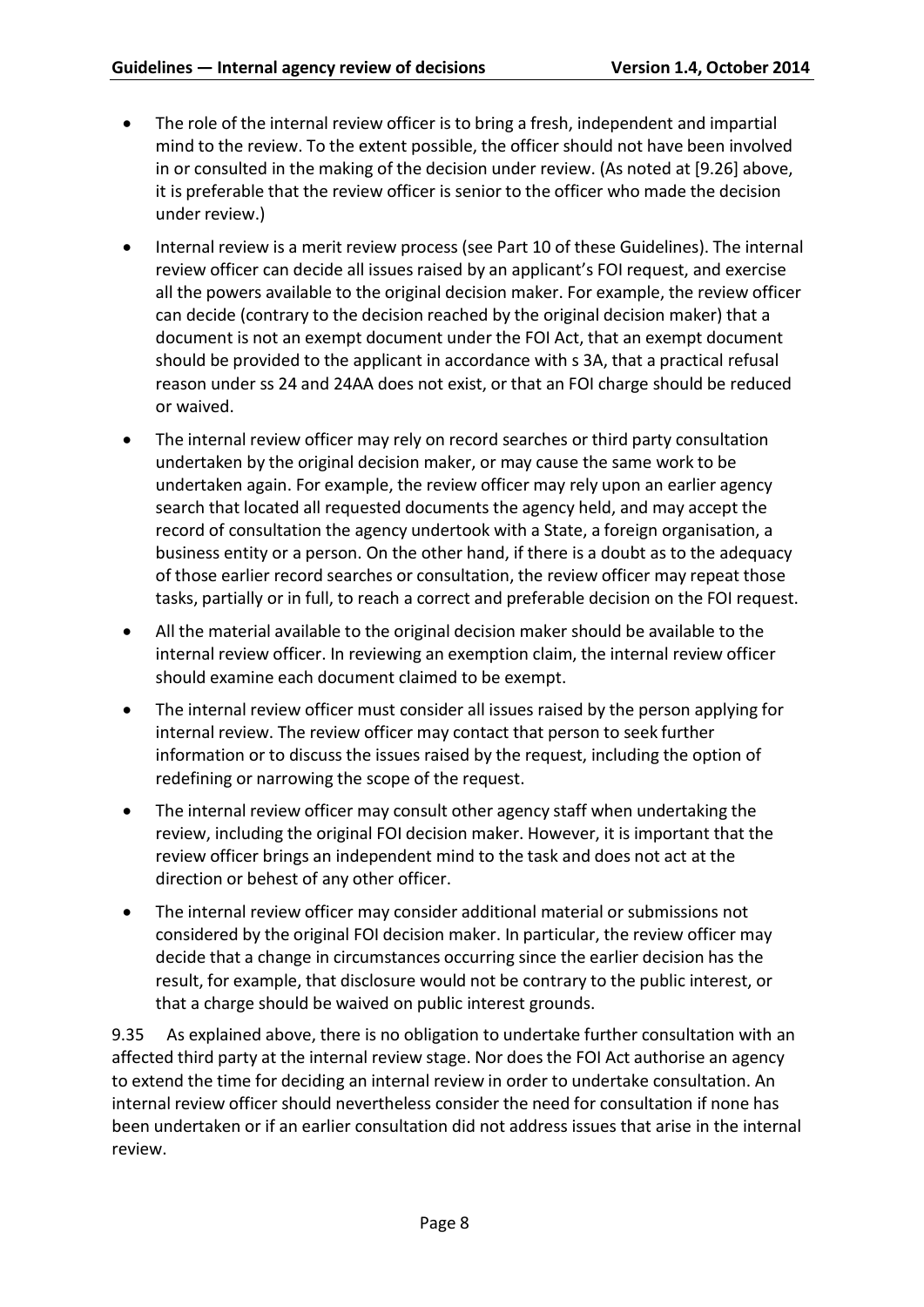- The role of the internal review officer is to bring a fresh, independent and impartial mind to the review. To the extent possible, the officer should not have been involved in or consulted in the making of the decision under review. (As noted at [9.26] above, it is preferable that the review officer is senior to the officer who made the decision under review.)
- Internal review is a merit review process (see Part 10 of these Guidelines). The internal review officer can decide all issues raised by an applicant's FOI request, and exercise all the powers available to the original decision maker. For example, the review officer can decide (contrary to the decision reached by the original decision maker) that a document is not an exempt document under the FOI Act, that an exempt document should be provided to the applicant in accordance with s 3A, that a practical refusal reason under ss 24 and 24AA does not exist, or that an FOI charge should be reduced or waived.
- The internal review officer may rely on record searches or third party consultation undertaken by the original decision maker, or may cause the same work to be undertaken again. For example, the review officer may rely upon an earlier agency search that located all requested documents the agency held, and may accept the record of consultation the agency undertook with a State, a foreign organisation, a business entity or a person. On the other hand, if there is a doubt as to the adequacy of those earlier record searches or consultation, the review officer may repeat those tasks, partially or in full, to reach a correct and preferable decision on the FOI request.
- All the material available to the original decision maker should be available to the internal review officer. In reviewing an exemption claim, the internal review officer should examine each document claimed to be exempt.
- The internal review officer must consider all issues raised by the person applying for internal review. The review officer may contact that person to seek further information or to discuss the issues raised by the request, including the option of redefining or narrowing the scope of the request.
- The internal review officer may consult other agency staff when undertaking the review, including the original FOI decision maker. However, it is important that the review officer brings an independent mind to the task and does not act at the direction or behest of any other officer.
- The internal review officer may consider additional material or submissions not considered by the original FOI decision maker. In particular, the review officer may decide that a change in circumstances occurring since the earlier decision has the result, for example, that disclosure would not be contrary to the public interest, or that a charge should be waived on public interest grounds.

9.35 As explained above, there is no obligation to undertake further consultation with an affected third party at the internal review stage. Nor does the FOI Act authorise an agency to extend the time for deciding an internal review in order to undertake consultation. An internal review officer should nevertheless consider the need for consultation if none has been undertaken or if an earlier consultation did not address issues that arise in the internal review.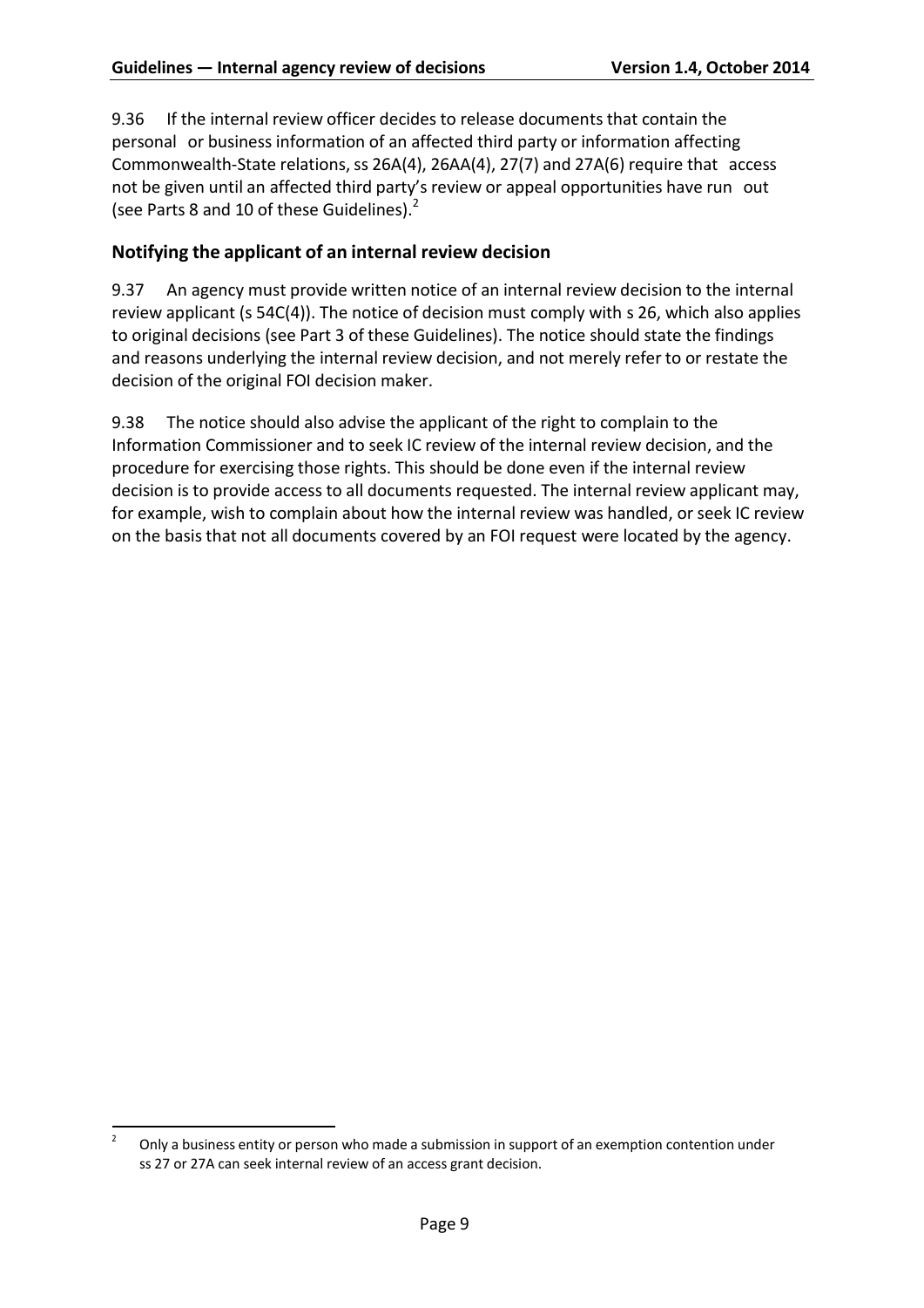9.36 If the internal review officer decides to release documents that contain the personal or business information of an affected third party or information affecting Commonwealth-State relations, ss 26A(4), 26AA(4), 27(7) and 27A(6) require that access not be given until an affected third party's review or appeal opportunities have run out (see Parts 8 and 10 of these Guidelines).[2]

## Notifying the applicant of an internal review decision

9.37 An agency must provide written notice of an internal review decision to the internal review applicant (s 54C(4)). The notice of decision must comply with s 26, which also applies to original decisions (see Part 3 of these Guidelines). The notice should state the findings and reasons underlying the internal review decision, and not merely refer to or restate the decision of the original FOI decision maker.

9.38 The notice should also advise the applicant of the right to complain to the Information Commissioner and to seek IC review of the internal review decision, and the procedure for exercising those rights. This should be done even if the internal review decision is to provide access to all documents requested. The internal review applicant may, for example, wish to complain about how the internal review was handled, or seek IC review on the basis that not all documents covered by an FOI request were located by the agency.

---

[2] Only a business entity or person who made a submission in support of an exemption contention under ss 27 or 27A can seek internal review of an access grant decision.